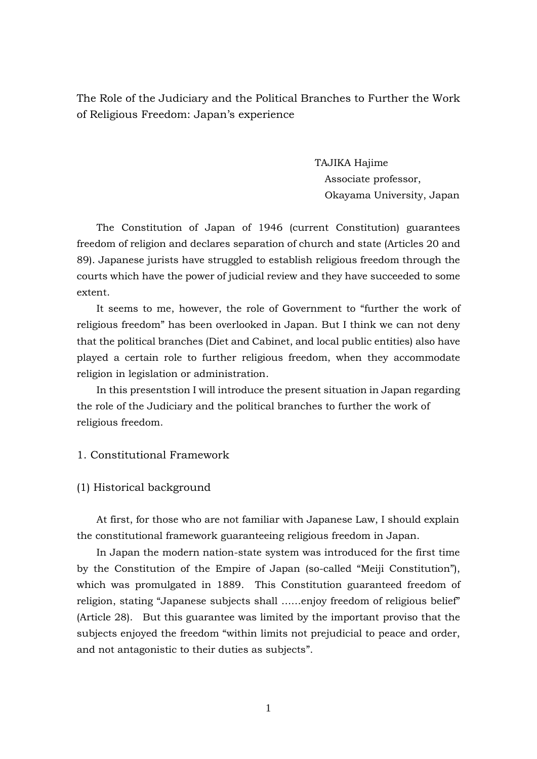# The Role of the Judiciary and the Political Branches to Further the Work of Religious Freedom: Japan's experience

TAJIKA Hajime
Associate professor,
Okayama University, Japan

The Constitution of Japan of 1946 (current Constitution) guarantees freedom of religion and declares separation of church and state (Articles 20 and 89). Japanese jurists have struggled to establish religious freedom through the courts which have the power of judicial review and they have succeeded to some extent.

It seems to me, however, the role of Government to "further the work of religious freedom" has been overlooked in Japan. But I think we can not deny that the political branches (Diet and Cabinet, and local public entities) also have played a certain role to further religious freedom, when they accommodate religion in legislation or administration.

In this presentstion I will introduce the present situation in Japan regarding the role of the Judiciary and the political branches to further the work of religious freedom.

## 1. Constitutional Framework

### (1) Historical background

At first, for those who are not familiar with Japanese Law, I should explain the constitutional framework guaranteeing religious freedom in Japan.

In Japan the modern nation-state system was introduced for the first time by the Constitution of the Empire of Japan (so-called "Meiji Constitution"), which was promulgated in 1889. This Constitution guaranteed freedom of religion, stating "Japanese subjects shall ……enjoy freedom of religious belief" (Article 28). But this guarantee was limited by the important proviso that the subjects enjoyed the freedom "within limits not prejudicial to peace and order, and not antagonistic to their duties as subjects".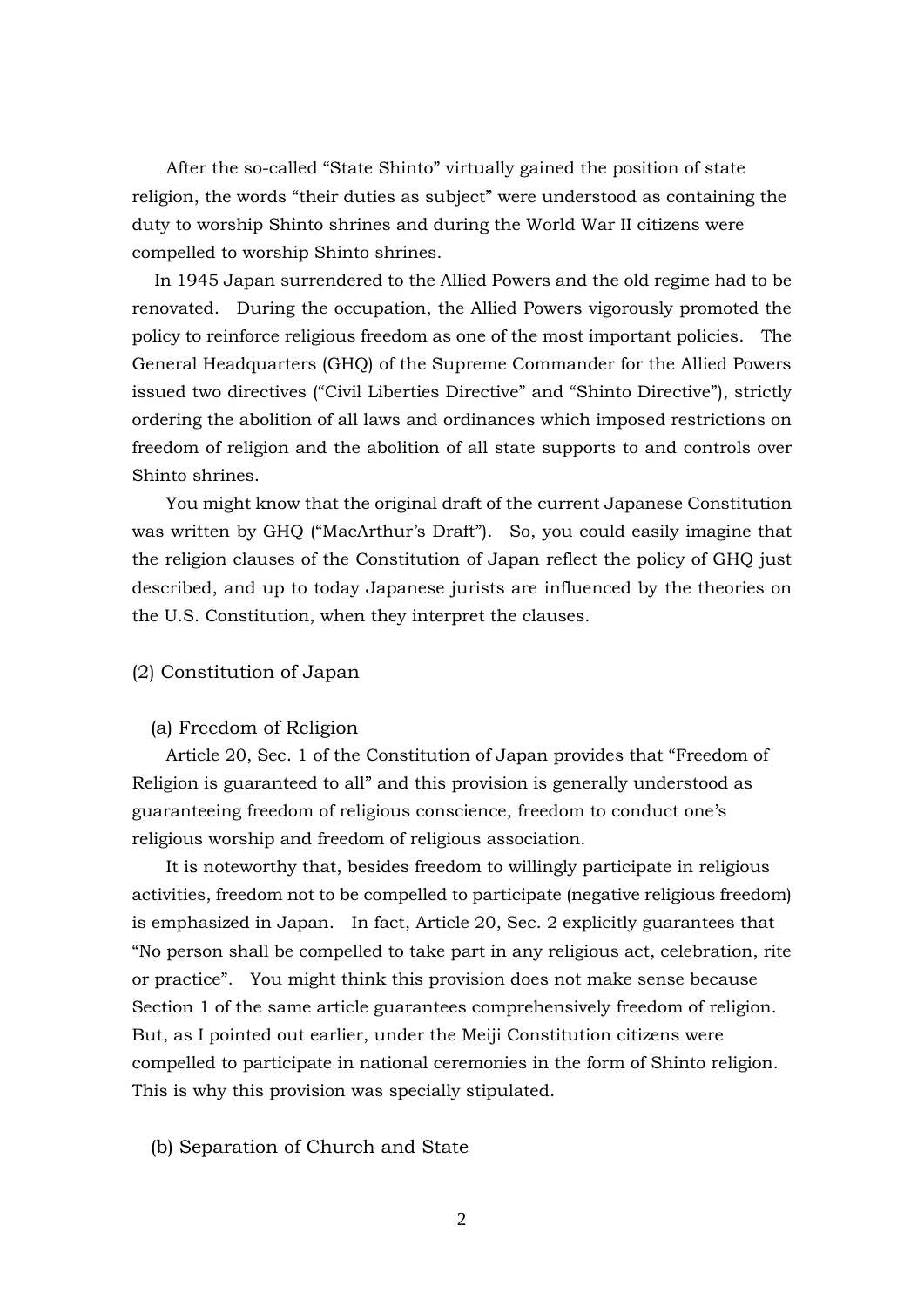After the so-called "State Shinto" virtually gained the position of state religion, the words "their duties as subject" were understood as containing the duty to worship Shinto shrines and during the World War II citizens were compelled to worship Shinto shrines.

In 1945 Japan surrendered to the Allied Powers and the old regime had to be renovated. During the occupation, the Allied Powers vigorously promoted the policy to reinforce religious freedom as one of the most important policies. The General Headquarters (GHQ) of the Supreme Commander for the Allied Powers issued two directives ("Civil Liberties Directive" and "Shinto Directive"), strictly ordering the abolition of all laws and ordinances which imposed restrictions on freedom of religion and the abolition of all state supports to and controls over Shinto shrines.

You might know that the original draft of the current Japanese Constitution was written by GHQ ("MacArthur's Draft"). So, you could easily imagine that the religion clauses of the Constitution of Japan reflect the policy of GHQ just described, and up to today Japanese jurists are influenced by the theories on the U.S. Constitution, when they interpret the clauses.

## (2) Constitution of Japan

### (a) Freedom of Religion

Article 20, Sec. 1 of the Constitution of Japan provides that "Freedom of Religion is guaranteed to all" and this provision is generally understood as guaranteeing freedom of religious conscience, freedom to conduct one's religious worship and freedom of religious association.

It is noteworthy that, besides freedom to willingly participate in religious activities, freedom not to be compelled to participate (negative religious freedom) is emphasized in Japan. In fact, Article 20, Sec. 2 explicitly guarantees that "No person shall be compelled to take part in any religious act, celebration, rite or practice". You might think this provision does not make sense because Section 1 of the same article guarantees comprehensively freedom of religion. But, as I pointed out earlier, under the Meiji Constitution citizens were compelled to participate in national ceremonies in the form of Shinto religion. This is why this provision was specially stipulated.

### (b) Separation of Church and State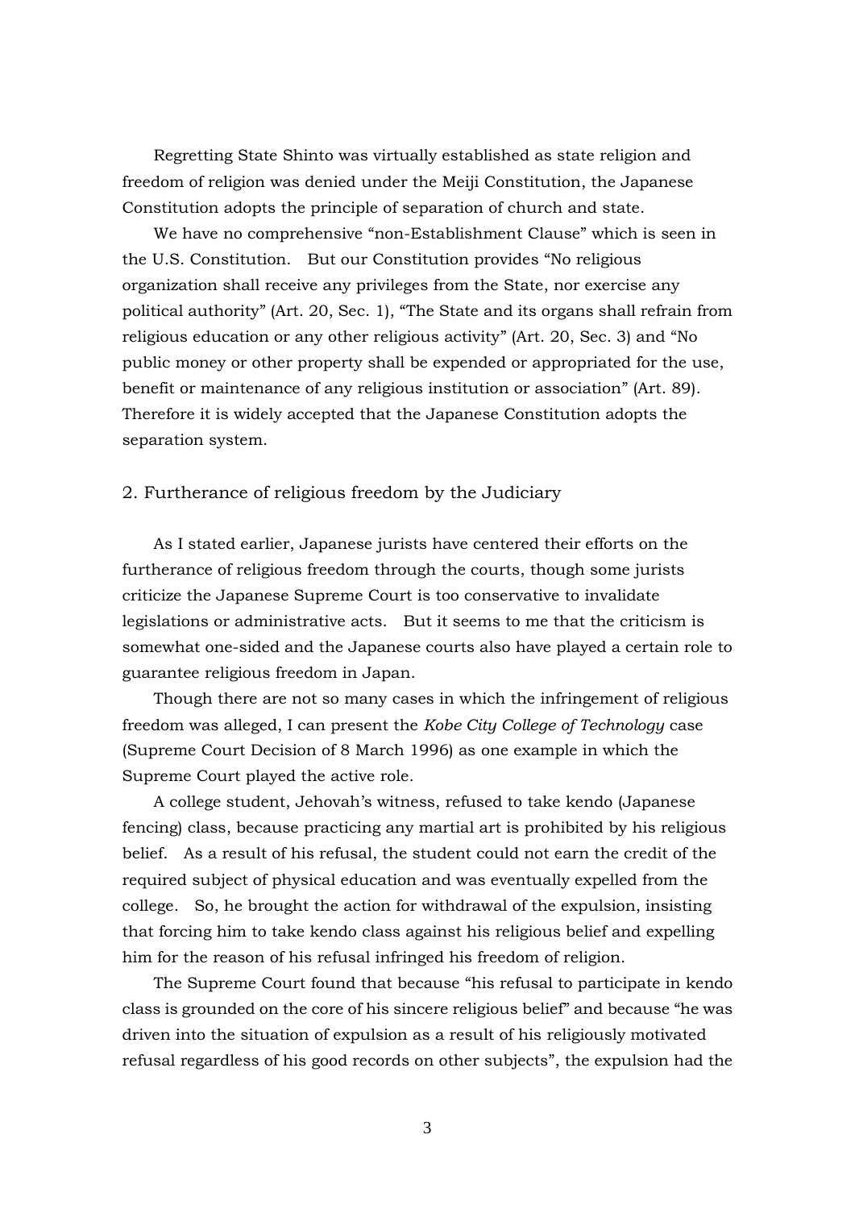Regretting State Shinto was virtually established as state religion and freedom of religion was denied under the Meiji Constitution, the Japanese Constitution adopts the principle of separation of church and state.

We have no comprehensive "non-Establishment Clause" which is seen in the U.S. Constitution. But our Constitution provides "No religious organization shall receive any privileges from the State, nor exercise any political authority" (Art. 20, Sec. 1), "The State and its organs shall refrain from religious education or any other religious activity" (Art. 20, Sec. 3) and "No public money or other property shall be expended or appropriated for the use, benefit or maintenance of any religious institution or association" (Art. 89). Therefore it is widely accepted that the Japanese Constitution adopts the separation system.

## 2. Furtherance of religious freedom by the Judiciary

As I stated earlier, Japanese jurists have centered their efforts on the furtherance of religious freedom through the courts, though some jurists criticize the Japanese Supreme Court is too conservative to invalidate legislations or administrative acts. But it seems to me that the criticism is somewhat one-sided and the Japanese courts also have played a certain role to guarantee religious freedom in Japan.

Though there are not so many cases in which the infringement of religious freedom was alleged, I can present the *Kobe City College of Technology* case (Supreme Court Decision of 8 March 1996) as one example in which the Supreme Court played the active role.

A college student, Jehovah's witness, refused to take kendo (Japanese fencing) class, because practicing any martial art is prohibited by his religious belief. As a result of his refusal, the student could not earn the credit of the required subject of physical education and was eventually expelled from the college. So, he brought the action for withdrawal of the expulsion, insisting that forcing him to take kendo class against his religious belief and expelling him for the reason of his refusal infringed his freedom of religion.

The Supreme Court found that because "his refusal to participate in kendo class is grounded on the core of his sincere religious belief" and because "he was driven into the situation of expulsion as a result of his religiously motivated refusal regardless of his good records on other subjects", the expulsion had the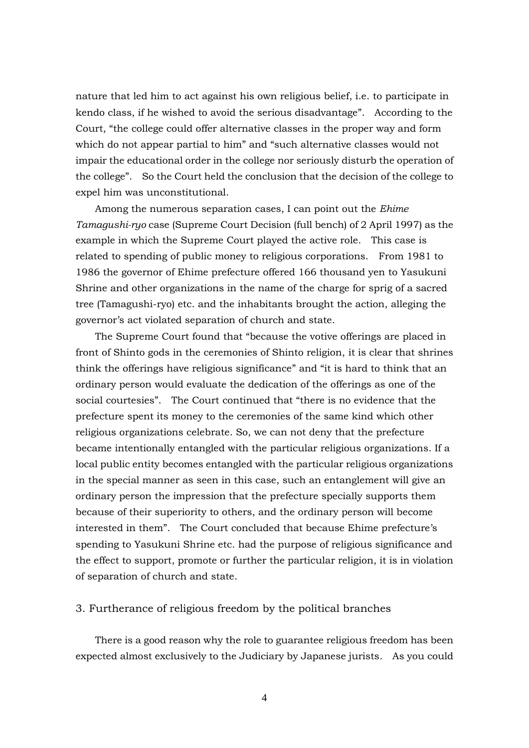nature that led him to act against his own religious belief, i.e. to participate in kendo class, if he wished to avoid the serious disadvantage". According to the Court, "the college could offer alternative classes in the proper way and form which do not appear partial to him" and "such alternative classes would not impair the educational order in the college nor seriously disturb the operation of the college". So the Court held the conclusion that the decision of the college to expel him was unconstitutional.

Among the numerous separation cases, I can point out the *Ehime Tamagushi-ryo* case (Supreme Court Decision (full bench) of 2 April 1997) as the example in which the Supreme Court played the active role. This case is related to spending of public money to religious corporations. From 1981 to 1986 the governor of Ehime prefecture offered 166 thousand yen to Yasukuni Shrine and other organizations in the name of the charge for sprig of a sacred tree (Tamagushi-ryo) etc. and the inhabitants brought the action, alleging the governor's act violated separation of church and state.

The Supreme Court found that "because the votive offerings are placed in front of Shinto gods in the ceremonies of Shinto religion, it is clear that shrines think the offerings have religious significance" and "it is hard to think that an ordinary person would evaluate the dedication of the offerings as one of the social courtesies". The Court continued that "there is no evidence that the prefecture spent its money to the ceremonies of the same kind which other religious organizations celebrate. So, we can not deny that the prefecture became intentionally entangled with the particular religious organizations. If a local public entity becomes entangled with the particular religious organizations in the special manner as seen in this case, such an entanglement will give an ordinary person the impression that the prefecture specially supports them because of their superiority to others, and the ordinary person will become interested in them". The Court concluded that because Ehime prefecture's spending to Yasukuni Shrine etc. had the purpose of religious significance and the effect to support, promote or further the particular religion, it is in violation of separation of church and state.

## 3. Furtherance of religious freedom by the political branches

There is a good reason why the role to guarantee religious freedom has been expected almost exclusively to the Judiciary by Japanese jurists. As you could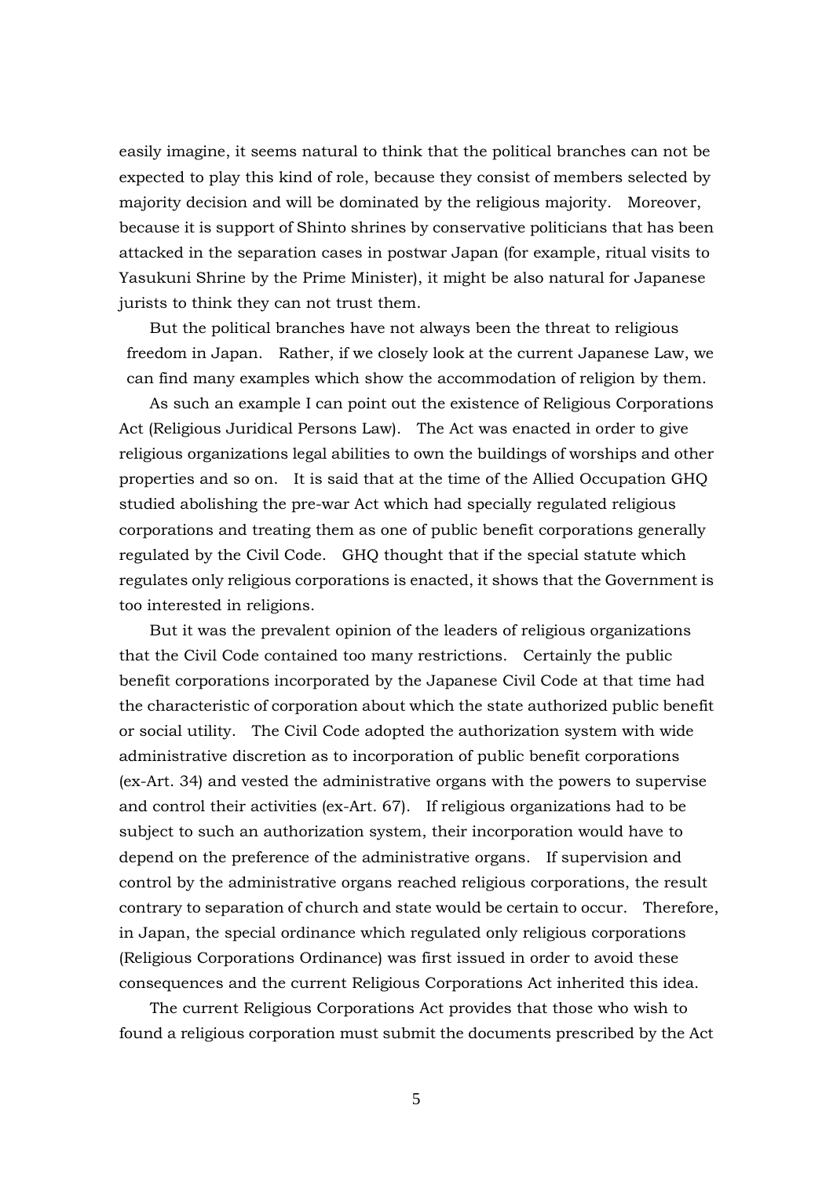easily imagine, it seems natural to think that the political branches can not be expected to play this kind of role, because they consist of members selected by majority decision and will be dominated by the religious majority. Moreover, because it is support of Shinto shrines by conservative politicians that has been attacked in the separation cases in postwar Japan (for example, ritual visits to Yasukuni Shrine by the Prime Minister), it might be also natural for Japanese jurists to think they can not trust them.

But the political branches have not always been the threat to religious freedom in Japan. Rather, if we closely look at the current Japanese Law, we can find many examples which show the accommodation of religion by them.

As such an example I can point out the existence of Religious Corporations Act (Religious Juridical Persons Law). The Act was enacted in order to give religious organizations legal abilities to own the buildings of worships and other properties and so on. It is said that at the time of the Allied Occupation GHQ studied abolishing the pre-war Act which had specially regulated religious corporations and treating them as one of public benefit corporations generally regulated by the Civil Code. GHQ thought that if the special statute which regulates only religious corporations is enacted, it shows that the Government is too interested in religions.

But it was the prevalent opinion of the leaders of religious organizations that the Civil Code contained too many restrictions. Certainly the public benefit corporations incorporated by the Japanese Civil Code at that time had the characteristic of corporation about which the state authorized public benefit or social utility. The Civil Code adopted the authorization system with wide administrative discretion as to incorporation of public benefit corporations (ex-Art. 34) and vested the administrative organs with the powers to supervise and control their activities (ex-Art. 67). If religious organizations had to be subject to such an authorization system, their incorporation would have to depend on the preference of the administrative organs. If supervision and control by the administrative organs reached religious corporations, the result contrary to separation of church and state would be certain to occur. Therefore, in Japan, the special ordinance which regulated only religious corporations (Religious Corporations Ordinance) was first issued in order to avoid these consequences and the current Religious Corporations Act inherited this idea.

The current Religious Corporations Act provides that those who wish to found a religious corporation must submit the documents prescribed by the Act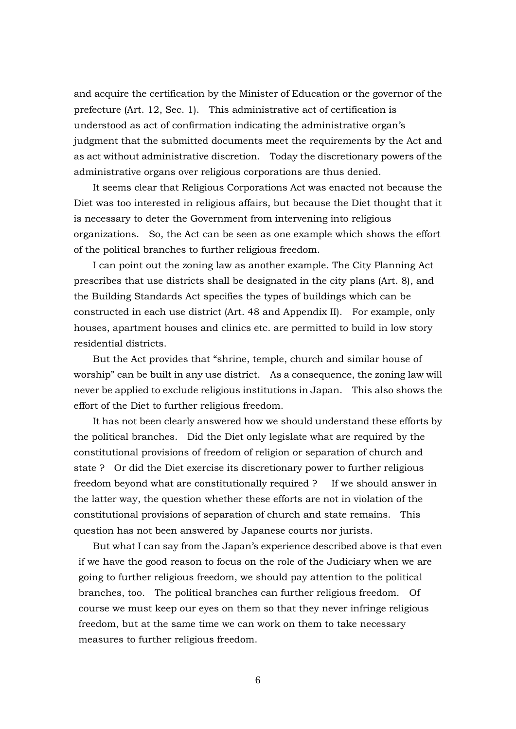and acquire the certification by the Minister of Education or the governor of the prefecture (Art. 12, Sec. 1). This administrative act of certification is understood as act of confirmation indicating the administrative organ's judgment that the submitted documents meet the requirements by the Act and as act without administrative discretion. Today the discretionary powers of the administrative organs over religious corporations are thus denied.

It seems clear that Religious Corporations Act was enacted not because the Diet was too interested in religious affairs, but because the Diet thought that it is necessary to deter the Government from intervening into religious organizations. So, the Act can be seen as one example which shows the effort of the political branches to further religious freedom.

I can point out the zoning law as another example. The City Planning Act prescribes that use districts shall be designated in the city plans (Art. 8), and the Building Standards Act specifies the types of buildings which can be constructed in each use district (Art. 48 and Appendix II). For example, only houses, apartment houses and clinics etc. are permitted to build in low story residential districts.

But the Act provides that "shrine, temple, church and similar house of worship" can be built in any use district. As a consequence, the zoning law will never be applied to exclude religious institutions in Japan. This also shows the effort of the Diet to further religious freedom.

It has not been clearly answered how we should understand these efforts by the political branches. Did the Diet only legislate what are required by the constitutional provisions of freedom of religion or separation of church and state ? Or did the Diet exercise its discretionary power to further religious freedom beyond what are constitutionally required ? If we should answer in the latter way, the question whether these efforts are not in violation of the constitutional provisions of separation of church and state remains. This question has not been answered by Japanese courts nor jurists.

But what I can say from the Japan's experience described above is that even if we have the good reason to focus on the role of the Judiciary when we are going to further religious freedom, we should pay attention to the political branches, too. The political branches can further religious freedom. Of course we must keep our eyes on them so that they never infringe religious freedom, but at the same time we can work on them to take necessary measures to further religious freedom.